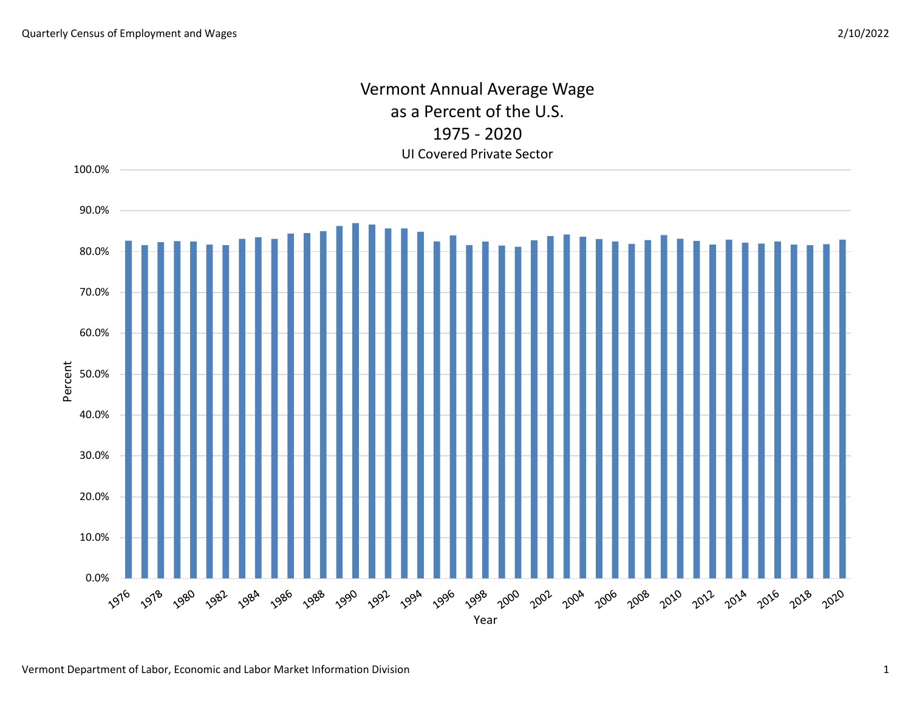# Vermont Annual Average Wage as a Percent of the U.S.

## 1975 - 2020

### UI Covered Private Sector

Percent

100.0%
90.0%
80.0%
70.0%
60.0%
50.0%
40.0%
30.0%
20.0%
10.0%
0.0%

1976 1978 1980 1982 1984 1986 1988 1990 1992 1994 1996 1998 2000 2002 2004 2006 2008 2010 2012 2014 2016 2018 2020

Year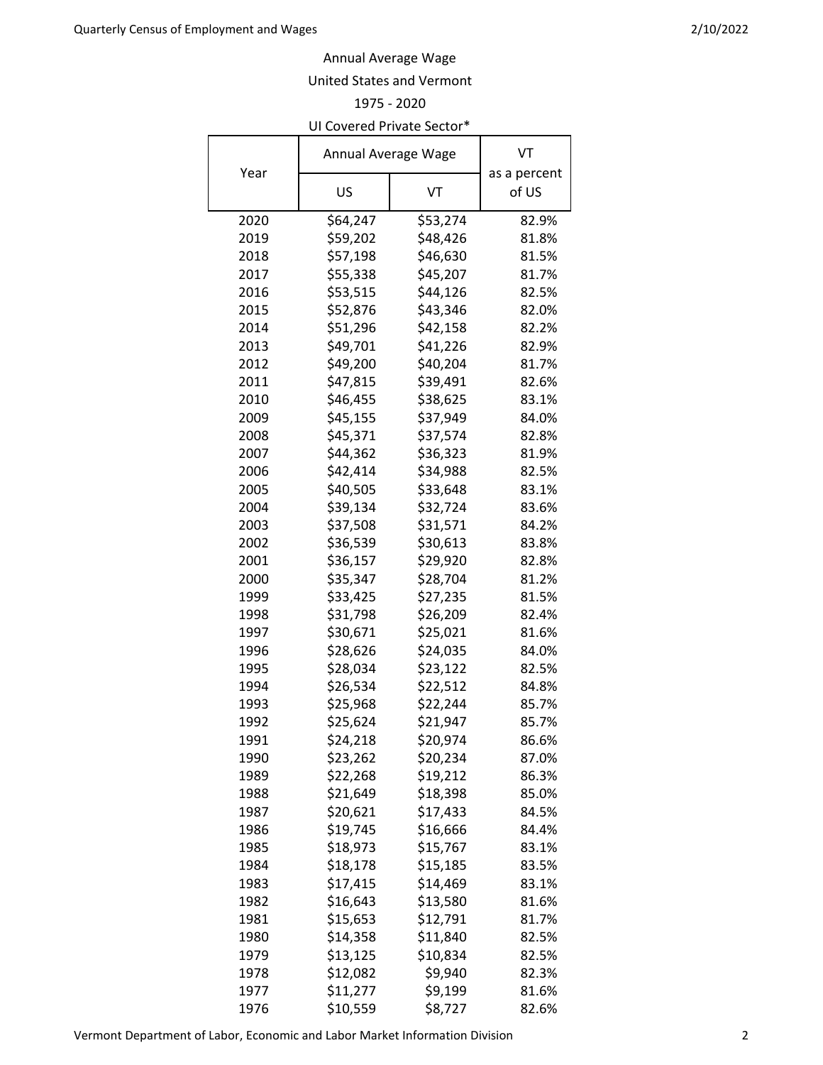Annual Average Wage

United States and Vermont

1975 - 2020

UI Covered Private Sector*

| Year | Annual Average Wage | | VT as a percent of US |
|---|---|---|---|
| | US | VT | |
| 2020 | $64,247 | $53,274 | 82.9% |
| 2019 | $59,202 | $48,426 | 81.8% |
| 2018 | $57,198 | $46,630 | 81.5% |
| 2017 | $55,338 | $45,207 | 81.7% |
| 2016 | $53,515 | $44,126 | 82.5% |
| 2015 | $52,876 | $43,346 | 82.0% |
| 2014 | $51,296 | $42,158 | 82.2% |
| 2013 | $49,701 | $41,226 | 82.9% |
| 2012 | $49,200 | $40,204 | 81.7% |
| 2011 | $47,815 | $39,491 | 82.6% |
| 2010 | $46,455 | $38,625 | 83.1% |
| 2009 | $45,155 | $37,949 | 84.0% |
| 2008 | $45,371 | $37,574 | 82.8% |
| 2007 | $44,362 | $36,323 | 81.9% |
| 2006 | $42,414 | $34,988 | 82.5% |
| 2005 | $40,505 | $33,648 | 83.1% |
| 2004 | $39,134 | $32,724 | 83.6% |
| 2003 | $37,508 | $31,571 | 84.2% |
| 2002 | $36,539 | $30,613 | 83.8% |
| 2001 | $36,157 | $29,920 | 82.8% |
| 2000 | $35,347 | $28,704 | 81.2% |
| 1999 | $33,425 | $27,235 | 81.5% |
| 1998 | $31,798 | $26,209 | 82.4% |
| 1997 | $30,671 | $25,021 | 81.6% |
| 1996 | $28,626 | $24,035 | 84.0% |
| 1995 | $28,034 | $23,122 | 82.5% |
| 1994 | $26,534 | $22,512 | 84.8% |
| 1993 | $25,968 | $22,244 | 85.7% |
| 1992 | $25,624 | $21,947 | 85.7% |
| 1991 | $24,218 | $20,974 | 86.6% |
| 1990 | $23,262 | $20,234 | 87.0% |
| 1989 | $22,268 | $19,212 | 86.3% |
| 1988 | $21,649 | $18,398 | 85.0% |
| 1987 | $20,621 | $17,433 | 84.5% |
| 1986 | $19,745 | $16,666 | 84.4% |
| 1985 | $18,973 | $15,767 | 83.1% |
| 1984 | $18,178 | $15,185 | 83.5% |
| 1983 | $17,415 | $14,469 | 83.1% |
| 1982 | $16,643 | $13,580 | 81.6% |
| 1981 | $15,653 | $12,791 | 81.7% |
| 1980 | $14,358 | $11,840 | 82.5% |
| 1979 | $13,125 | $10,834 | 82.5% |
| 1978 | $12,082 | $9,940 | 82.3% |
| 1977 | $11,277 | $9,199 | 81.6% |
| 1976 | $10,559 | $8,727 | 82.6% |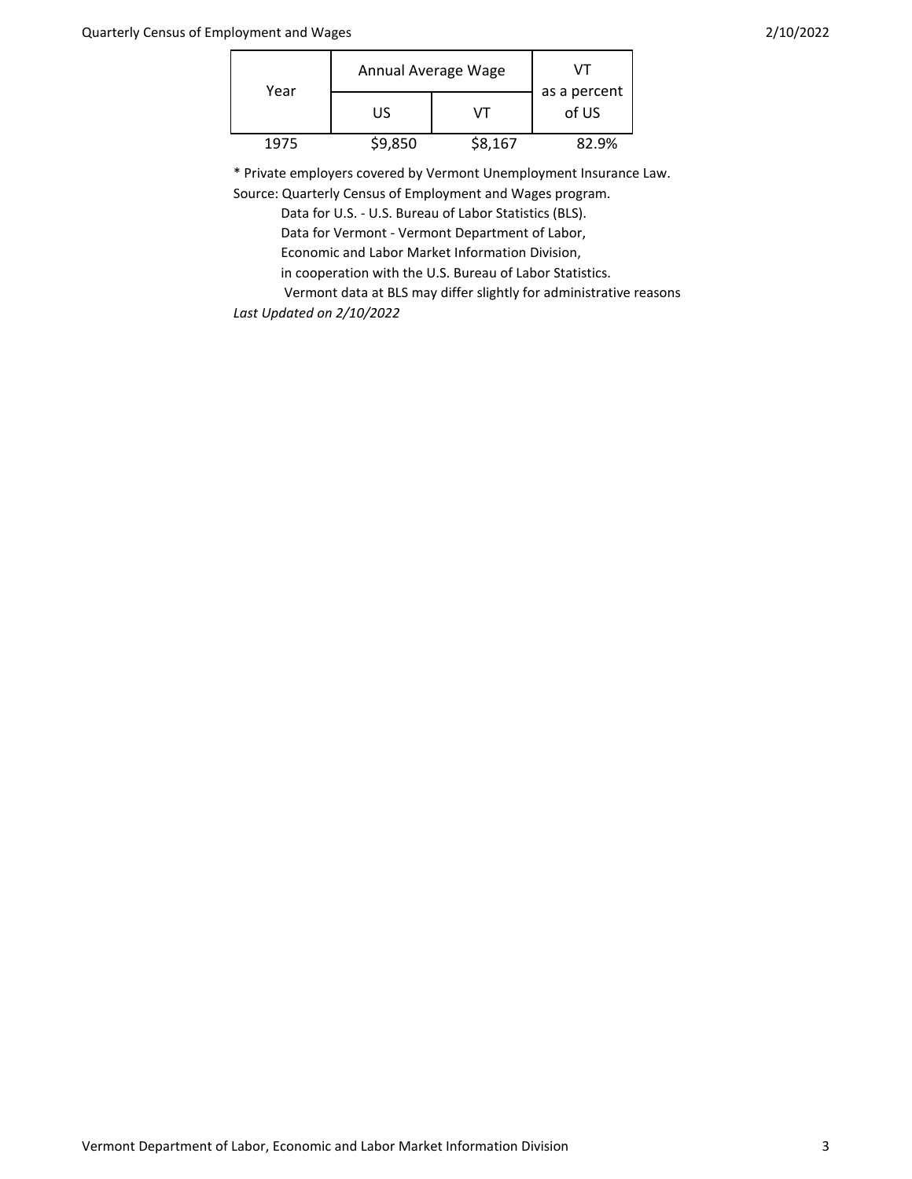| Year | Annual Average Wage | | VT as a percent of US |
|---|---|---|---|
| | US | VT | |
| 1975 | $9,850 | $8,167 | 82.9% |

* Private employers covered by Vermont Unemployment Insurance Law.

Source: Quarterly Census of Employment and Wages program.

Data for U.S. - U.S. Bureau of Labor Statistics (BLS).

Data for Vermont - Vermont Department of Labor, Economic and Labor Market Information Division, in cooperation with the U.S. Bureau of Labor Statistics.

Vermont data at BLS may differ slightly for administrative reasons

*Last Updated on 2/10/2022*